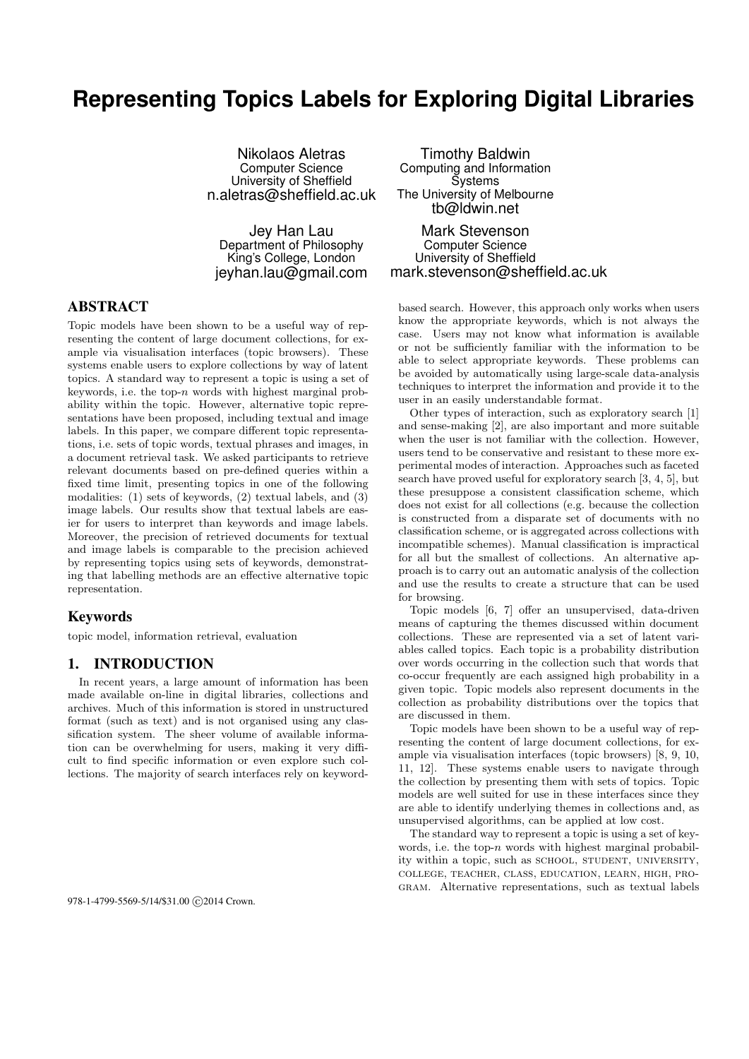# Representing Topics Labels for Exploring Digital Libraries

Nikolaos Aletras
Computer Science
University of Sheffield
n.aletras@sheffield.ac.uk

Timothy Baldwin
Computing and Information Systems
The University of Melbourne
tb@ldwin.net

Jey Han Lau
Department of Philosophy
King's College, London
jeyhan.lau@gmail.com

Mark Stevenson
Computer Science
University of Sheffield
mark.stevenson@sheffield.ac.uk

## ABSTRACT

Topic models have been shown to be a useful way of representing the content of large document collections, for example via visualisation interfaces (topic browsers). These systems enable users to explore collections by way of latent topics. A standard way to represent a topic is using a set of keywords, i.e. the top-$n$ words with highest marginal probability within the topic. However, alternative topic representations have been proposed, including textual and image labels. In this paper, we compare different topic representations, i.e. sets of topic words, textual phrases and images, in a document retrieval task. We asked participants to retrieve relevant documents based on pre-defined queries within a fixed time limit, presenting topics in one of the following modalities: (1) sets of keywords, (2) textual labels, and (3) image labels. Our results show that textual labels are easier for users to interpret than keywords and image labels. Moreover, the precision of retrieved documents for textual and image labels is comparable to the precision achieved by representing topics using sets of keywords, demonstrating that labelling methods are an effective alternative topic representation.

## Keywords

topic model, information retrieval, evaluation

## 1. INTRODUCTION

In recent years, a large amount of information has been made available on-line in digital libraries, collections and archives. Much of this information is stored in unstructured format (such as text) and is not organised using any classification system. The sheer volume of available information can be overwhelming for users, making it very difficult to find specific information or even explore such collections. The majority of search interfaces rely on keyword-based search. However, this approach only works when users know the appropriate keywords, which is not always the case. Users may not know what information is available or not be sufficiently familiar with the information to be able to select appropriate keywords. These problems can be avoided by automatically using large-scale data-analysis techniques to interpret the information and provide it to the user in an easily understandable format.

Other types of interaction, such as exploratory search [1] and sense-making [2], are also important and more suitable when the user is not familiar with the collection. However, users tend to be conservative and resistant to these more experimental modes of interaction. Approaches such as faceted search have proved useful for exploratory search [3, 4, 5], but these presuppose a consistent classification scheme, which does not exist for all collections (e.g. because the collection is constructed from a disparate set of documents with no classification scheme, or is aggregated across collections with incompatible schemes). Manual classification is impractical for all but the smallest of collections. An alternative approach is to carry out an automatic analysis of the collection and use the results to create a structure that can be used for browsing.

Topic models [6, 7] offer an unsupervised, data-driven means of capturing the themes discussed within document collections. These are represented via a set of latent variables called topics. Each topic is a probability distribution over words occurring in the collection such that words that co-occur frequently are each assigned high probability in a given topic. Topic models also represent documents in the collection as probability distributions over the topics that are discussed in them.

Topic models have been shown to be a useful way of representing the content of large document collections, for example via visualisation interfaces (topic browsers) [8, 9, 10, 11, 12]. These systems enable users to navigate through the collection by presenting them with sets of topics. Topic models are well suited for use in these interfaces since they are able to identify underlying themes in collections and, as unsupervised algorithms, can be applied at low cost.

The standard way to represent a topic is using a set of keywords, i.e. the top-$n$ words with highest marginal probability within a topic, such as SCHOOL, STUDENT, UNIVERSITY, COLLEGE, TEACHER, CLASS, EDUCATION, LEARN, HIGH, PROGRAM. Alternative representations, such as textual labels

978-1-4799-5569-5/14/$31.00 ©2014 Crown.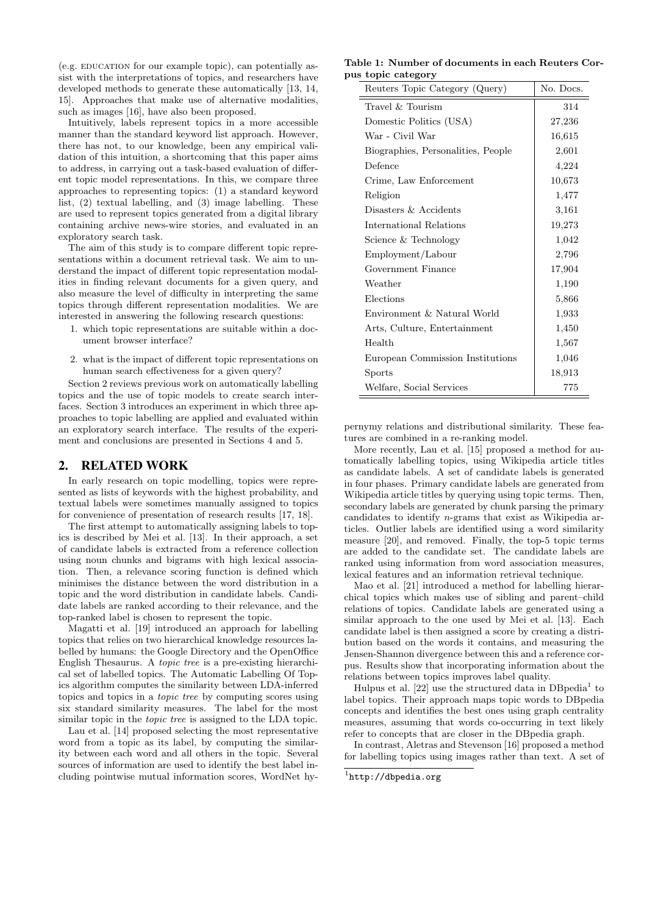(e.g. EDUCATION for our example topic), can potentially assist with the interpretations of topics, and researchers have developed methods to generate these automatically [13, 14, 15]. Approaches that make use of alternative modalities, such as images [16], have also been proposed.

Intuitively, labels represent topics in a more accessible manner than the standard keyword list approach. However, there has not, to our knowledge, been any empirical validation of this intuition, a shortcoming that this paper aims to address, in carrying out a task-based evaluation of different topic model representations. In this, we compare three approaches to representing topics: (1) a standard keyword list, (2) textual labelling, and (3) image labelling. These are used to represent topics generated from a digital library containing archive news-wire stories, and evaluated in an exploratory search task.

The aim of this study is to compare different topic representations within a document retrieval task. We aim to understand the impact of different topic representation modalities in finding relevant documents for a given query, and also measure the level of difficulty in interpreting the same topics through different representation modalities. We are interested in answering the following research questions:

1. which topic representations are suitable within a document browser interface?
2. what is the impact of different topic representations on human search effectiveness for a given query?

Section 2 reviews previous work on automatically labelling topics and the use of topic models to create search interfaces. Section 3 introduces an experiment in which three approaches to topic labelling are applied and evaluated within an exploratory search interface. The results of the experiment and conclusions are presented in Sections 4 and 5.

## 2. RELATED WORK

In early research on topic modelling, topics were represented as lists of keywords with the highest probability, and textual labels were sometimes manually assigned to topics for convenience of presentation of research results [17, 18].

The first attempt to automatically assigning labels to topics is described by Mei et al. [13]. In their approach, a set of candidate labels is extracted from a reference collection using noun chunks and bigrams with high lexical association. Then, a relevance scoring function is defined which minimises the distance between the word distribution in a topic and the word distribution in candidate labels. Candidate labels are ranked according to their relevance, and the top-ranked label is chosen to represent the topic.

Magatti et al. [19] introduced an approach for labelling topics that relies on two hierarchical knowledge resources labelled by humans: the Google Directory and the OpenOffice English Thesaurus. A *topic tree* is a pre-existing hierarchical set of labelled topics. The Automatic Labelling Of Topics algorithm computes the similarity between LDA-inferred topics and topics in a *topic tree* by computing scores using six standard similarity measures. The label for the most similar topic in the *topic tree* is assigned to the LDA topic.

Lau et al. [14] proposed selecting the most representative word from a topic as its label, by computing the similarity between each word and all others in the topic. Several sources of information are used to identify the best label including pointwise mutual information scores, WordNet hypernymy relations and distributional similarity. These features are combined in a re-ranking model.

**Table 1: Number of documents in each Reuters Corpus topic category**

| Reuters Topic Category (Query) | No. Docs. |
|---|---|
| Travel & Tourism | 314 |
| Domestic Politics (USA) | 27,236 |
| War - Civil War | 16,615 |
| Biographies, Personalities, People | 2,601 |
| Defence | 4,224 |
| Crime, Law Enforcement | 10,673 |
| Religion | 1,477 |
| Disasters & Accidents | 3,161 |
| International Relations | 19,273 |
| Science & Technology | 1,042 |
| Employment/Labour | 2,796 |
| Government Finance | 17,904 |
| Weather | 1,190 |
| Elections | 5,866 |
| Environment & Natural World | 1,933 |
| Arts, Culture, Entertainment | 1,450 |
| Health | 1,567 |
| European Commission Institutions | 1,046 |
| Sports | 18,913 |
| Welfare, Social Services | 775 |

More recently, Lau et al. [15] proposed a method for automatically labelling topics, using Wikipedia article titles as candidate labels. A set of candidate labels is generated in four phases. Primary candidate labels are generated from Wikipedia article titles by querying using topic terms. Then, secondary labels are generated by chunk parsing the primary candidates to identify $n$-grams that exist as Wikipedia articles. Outlier labels are identified using a word similarity measure [20], and removed. Finally, the top-5 topic terms are added to the candidate set. The candidate labels are ranked using information from word association measures, lexical features and an information retrieval technique.

Mao et al. [21] introduced a method for labelling hierarchical topics which makes use of sibling and parent–child relations of topics. Candidate labels are generated using a similar approach to the one used by Mei et al. [13]. Each candidate label is then assigned a score by creating a distribution based on the words it contains, and measuring the Jensen-Shannon divergence between this and a reference corpus. Results show that incorporating information about the relations between topics improves label quality.

Hulpus et al. [22] use the structured data in DBpedia[1] to label topics. Their approach maps topic words to DBpedia concepts and identifies the best ones using graph centrality measures, assuming that words co-occurring in text likely refer to concepts that are closer in the DBpedia graph.

In contrast, Aletras and Stevenson [16] proposed a method for labelling topics using images rather than text. A set of

[1] http://dbpedia.org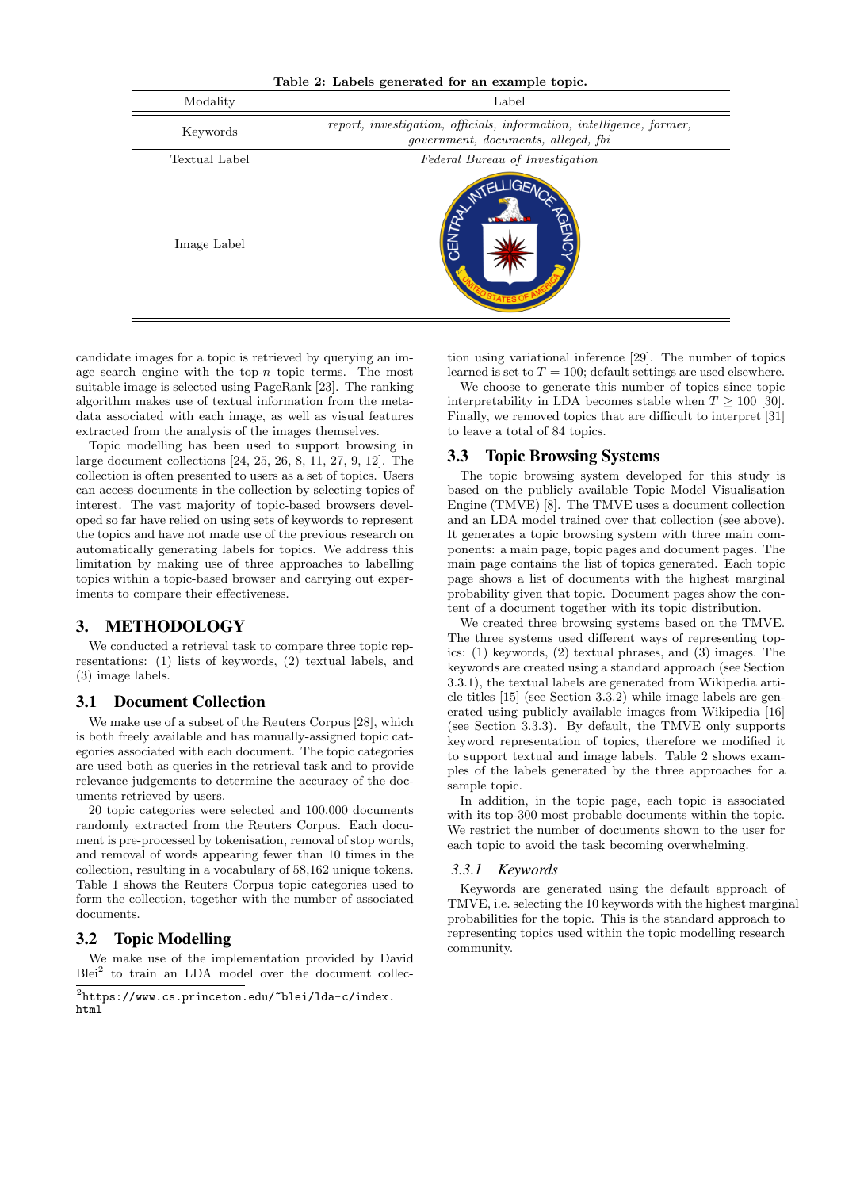Table 2: Labels generated for an example topic.

| Modality | Label |
|---|---|
| Keywords | *report, investigation, officials, information, intelligence, former, government, documents, alleged, fbi* |
| Textual Label | *Federal Bureau of Investigation* |
| Image Label | |

candidate images for a topic is retrieved by querying an image search engine with the top-$n$ topic terms. The most suitable image is selected using PageRank [23]. The ranking algorithm makes use of textual information from the metadata associated with each image, as well as visual features extracted from the analysis of the images themselves.

Topic modelling has been used to support browsing in large document collections [24, 25, 26, 8, 11, 27, 9, 12]. The collection is often presented to users as a set of topics. Users can access documents in the collection by selecting topics of interest. The vast majority of topic-based browsers developed so far have relied on using sets of keywords to represent the topics and have not made use of the previous research on automatically generating labels for topics. We address this limitation by making use of three approaches to labelling topics within a topic-based browser and carrying out experiments to compare their effectiveness.

## 3. METHODOLOGY

We conducted a retrieval task to compare three topic representations: (1) lists of keywords, (2) textual labels, and (3) image labels.

### 3.1 Document Collection

We make use of a subset of the Reuters Corpus [28], which is both freely available and has manually-assigned topic categories associated with each document. The topic categories are used both as queries in the retrieval task and to provide relevance judgements to determine the accuracy of the documents retrieved by users.

20 topic categories were selected and 100,000 documents randomly extracted from the Reuters Corpus. Each document is pre-processed by tokenisation, removal of stop words, and removal of words appearing fewer than 10 times in the collection, resulting in a vocabulary of 58,162 unique tokens. Table 1 shows the Reuters Corpus topic categories used to form the collection, together with the number of associated documents.

### 3.2 Topic Modelling

We make use of the implementation provided by David Blei[2] to train an LDA model over the document collection using variational inference [29]. The number of topics learned is set to $T = 100$; default settings are used elsewhere.

We choose to generate this number of topics since topic interpretability in LDA becomes stable when $T \geq 100$ [30]. Finally, we removed topics that are difficult to interpret [31] to leave a total of 84 topics.

### 3.3 Topic Browsing Systems

The topic browsing system developed for this study is based on the publicly available Topic Model Visualisation Engine (TMVE) [8]. The TMVE uses a document collection and an LDA model trained over that collection (see above). It generates a topic browsing system with three main components: a main page, topic pages and document pages. The main page contains the list of topics generated. Each topic page shows a list of documents with the highest marginal probability given that topic. Document pages show the content of a document together with its topic distribution.

We created three browsing systems based on the TMVE. The three systems used different ways of representing topics: (1) keywords, (2) textual phrases, and (3) images. The keywords are created using a standard approach (see Section 3.3.1), the textual labels are generated from Wikipedia article titles [15] (see Section 3.3.2) while image labels are generated using publicly available images from Wikipedia [16] (see Section 3.3.3). By default, the TMVE only supports keyword representation of topics, therefore we modified it to support textual and image labels. Table 2 shows examples of the labels generated by the three approaches for a sample topic.

In addition, in the topic page, each topic is associated with its top-300 most probable documents within the topic. We restrict the number of documents shown to the user for each topic to avoid the task becoming overwhelming.

#### 3.3.1 Keywords

Keywords are generated using the default approach of TMVE, i.e. selecting the 10 keywords with the highest marginal probabilities for the topic. This is the standard approach to representing topics used within the topic modelling research community.

[2] https://www.cs.princeton.edu/~blei/lda-c/index.html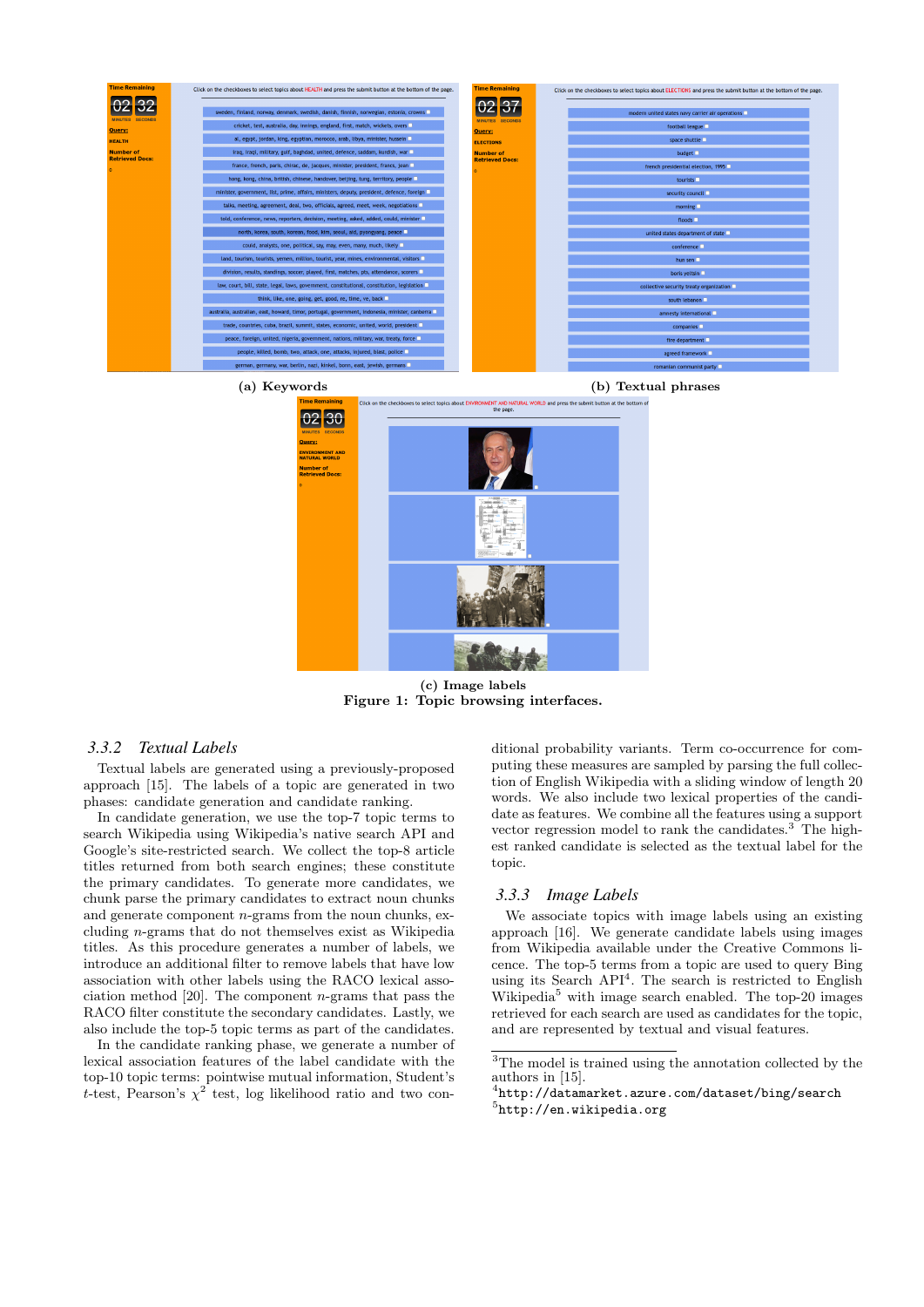(a) Keywords

(b) Textual phrases

(c) Image labels

**Figure 1: Topic browsing interfaces.**

### 3.3.2 *Textual Labels*

Textual labels are generated using a previously-proposed approach [15]. The labels of a topic are generated in two phases: candidate generation and candidate ranking.

In candidate generation, we use the top-7 topic terms to search Wikipedia using Wikipedia's native search API and Google's site-restricted search. We collect the top-8 article titles returned from both search engines; these constitute the primary candidates. To generate more candidates, we chunk parse the primary candidates to extract noun chunks and generate component $n$-grams from the noun chunks, excluding $n$-grams that do not themselves exist as Wikipedia titles. As this procedure generates a number of labels, we introduce an additional filter to remove labels that have low association with other labels using the RACO lexical association method [20]. The component $n$-grams that pass the RACO filter constitute the secondary candidates. Lastly, we also include the top-5 topic terms as part of the candidates.

In the candidate ranking phase, we generate a number of lexical association features of the label candidate with the top-10 topic terms: pointwise mutual information, Student's $t$-test, Pearson's $\chi^2$ test, log likelihood ratio and two conditional probability variants. Term co-occurrence for computing these measures are sampled by parsing the full collection of English Wikipedia with a sliding window of length 20 words. We also include two lexical properties of the candidate as features. We combine all the features using a support vector regression model to rank the candidates.[3] The highest ranked candidate is selected as the textual label for the topic.

### 3.3.3 *Image Labels*

We associate topics with image labels using an existing approach [16]. We generate candidate labels using images from Wikipedia available under the Creative Commons licence. The top-5 terms from a topic are used to query Bing using its Search API[4]. The search is restricted to English Wikipedia[5] with image search enabled. The top-20 images retrieved for each search are used as candidates for the topic, and are represented by textual and visual features.

[3]The model is trained using the annotation collected by the authors in [15].

[4]http://datamarket.azure.com/dataset/bing/search

[5]http://en.wikipedia.org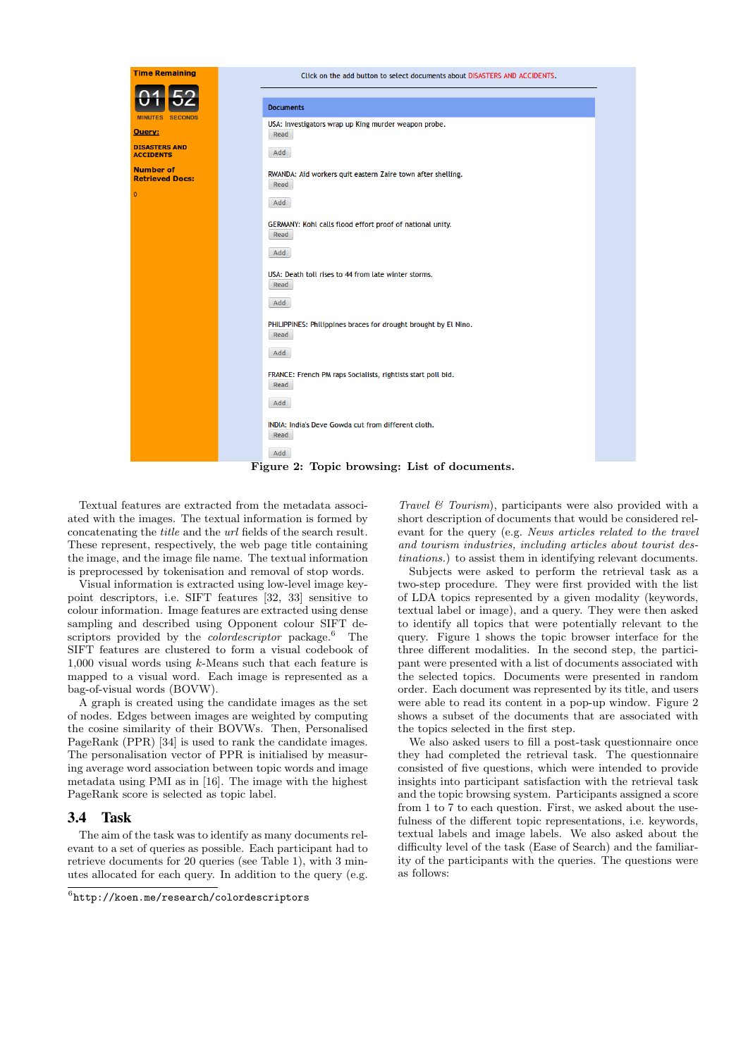Figure 2: Topic browsing: List of documents.

Textual features are extracted from the metadata associated with the images. The textual information is formed by concatenating the *title* and the *url* fields of the search result. These represent, respectively, the web page title containing the image, and the image file name. The textual information is preprocessed by tokenisation and removal of stop words.

Visual information is extracted using low-level image keypoint descriptors, i.e. SIFT features [32, 33] sensitive to colour information. Image features are extracted using dense sampling and described using Opponent colour SIFT descriptors provided by the *colordescriptor* package.[6] The SIFT features are clustered to form a visual codebook of 1,000 visual words using $k$-Means such that each feature is mapped to a visual word. Each image is represented as a bag-of-visual words (BOVW).

A graph is created using the candidate images as the set of nodes. Edges between images are weighted by computing the cosine similarity of their BOVWs. Then, Personalised PageRank (PPR) [34] is used to rank the candidate images. The personalisation vector of PPR is initialised by measuring average word association between topic words and image metadata using PMI as in [16]. The image with the highest PageRank score is selected as topic label.

## 3.4 Task

The aim of the task was to identify as many documents relevant to a set of queries as possible. Each participant had to retrieve documents for 20 queries (see Table 1), with 3 minutes allocated for each query. In addition to the query (e.g. *Travel & Tourism*), participants were also provided with a short description of documents that would be considered relevant for the query (e.g. *News articles related to the travel and tourism industries, including articles about tourist destinations.*) to assist them in identifying relevant documents.

Subjects were asked to perform the retrieval task as a two-step procedure. They were first provided with the list of LDA topics represented by a given modality (keywords, textual label or image), and a query. They were then asked to identify all topics that were potentially relevant to the query. Figure 1 shows the topic browser interface for the three different modalities. In the second step, the participant were presented with a list of documents associated with the selected topics. Documents were presented in random order. Each document was represented by its title, and users were able to read its content in a pop-up window. Figure 2 shows a subset of the documents that are associated with the topics selected in the first step.

We also asked users to fill a post-task questionnaire once they had completed the retrieval task. The questionnaire consisted of five questions, which were intended to provide insights into participant satisfaction with the retrieval task and the topic browsing system. Participants assigned a score from 1 to 7 to each question. First, we asked about the usefulness of the different topic representations, i.e. keywords, textual labels and image labels. We also asked about the difficulty level of the task (Ease of Search) and the familiarity of the participants with the queries. The questions were as follows:

[6] http://koen.me/research/colordescriptors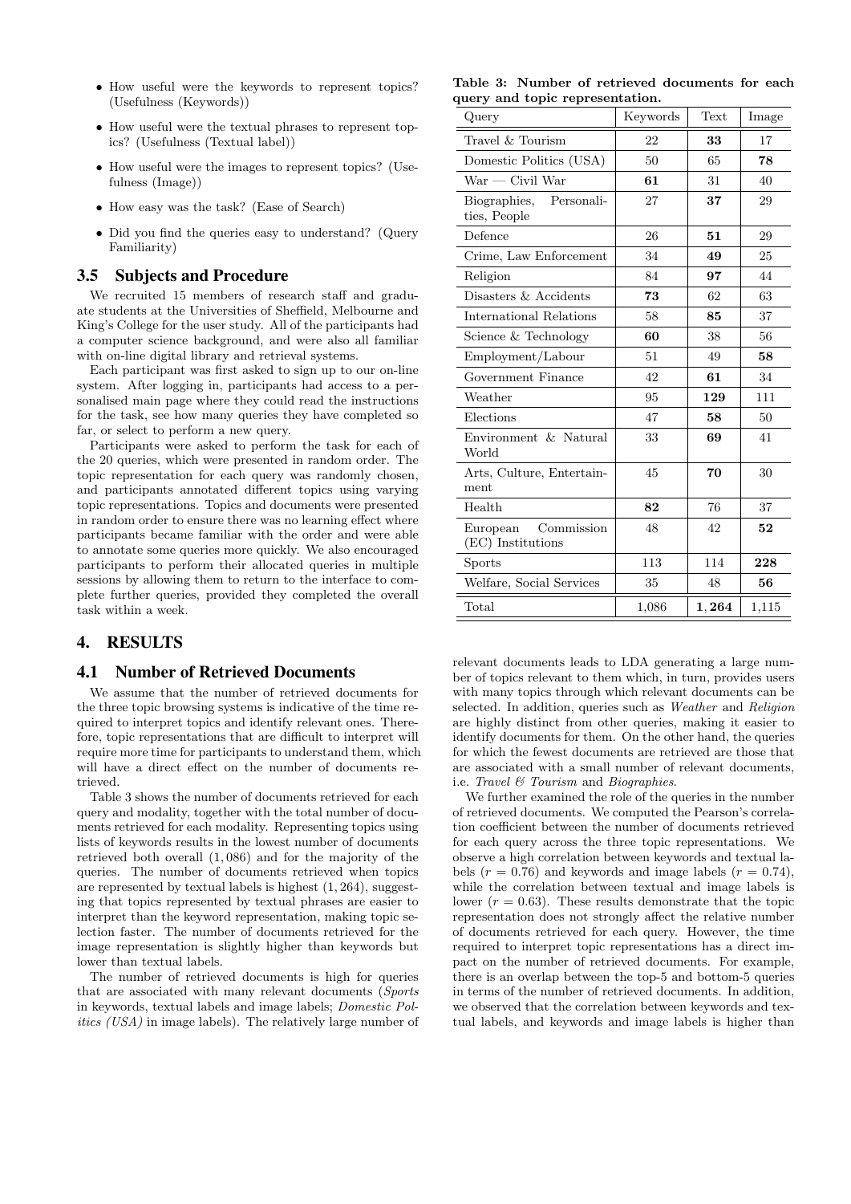- How useful were the keywords to represent topics? (Usefulness (Keywords))
- How useful were the textual phrases to represent topics? (Usefulness (Textual label))
- How useful were the images to represent topics? (Usefulness (Image))
- How easy was the task? (Ease of Search)
- Did you find the queries easy to understand? (Query Familiarity)

### 3.5 Subjects and Procedure

We recruited 15 members of research staff and graduate students at the Universities of Sheffield, Melbourne and King's College for the user study. All of the participants had a computer science background, and were also all familiar with on-line digital library and retrieval systems.

Each participant was first asked to sign up to our on-line system. After logging in, participants had access to a personalised main page where they could read the instructions for the task, see how many queries they have completed so far, or select to perform a new query.

Participants were asked to perform the task for each of the 20 queries, which were presented in random order. The topic representation for each query was randomly chosen, and participants annotated different topics using varying topic representations. Topics and documents were presented in random order to ensure there was no learning effect where participants became familiar with the order and were able to annotate some queries more quickly. We also encouraged participants to perform their allocated queries in multiple sessions by allowing them to return to the interface to complete further queries, provided they completed the overall task within a week.

## 4. RESULTS

### 4.1 Number of Retrieved Documents

We assume that the number of retrieved documents for the three topic browsing systems is indicative of the time required to interpret topics and identify relevant ones. Therefore, topic representations that are difficult to interpret will require more time for participants to understand them, which will have a direct effect on the number of documents retrieved.

Table 3 shows the number of documents retrieved for each query and modality, together with the total number of documents retrieved for each modality. Representing topics using lists of keywords results in the lowest number of documents retrieved both overall (1,086) and for the majority of the queries. The number of documents retrieved when topics are represented by textual labels is highest (1,264), suggesting that topics represented by textual phrases are easier to interpret than the keyword representation, making topic selection faster. The number of documents retrieved for the image representation is slightly higher than keywords but lower than textual labels.

**Table 3: Number of retrieved documents for each query and topic representation.**

| Query | Keywords | Text | Image |
|---|---|---|---|
| Travel & Tourism | 22 | **33** | 17 |
| Domestic Politics (USA) | 50 | 65 | **78** |
| War — Civil War | **61** | 31 | 40 |
| Biographies, Personalities, People | 27 | **37** | 29 |
| Defence | 26 | **51** | 29 |
| Crime, Law Enforcement | 34 | **49** | 25 |
| Religion | 84 | **97** | 44 |
| Disasters & Accidents | **73** | 62 | 63 |
| International Relations | 58 | **85** | 37 |
| Science & Technology | **60** | 38 | 56 |
| Employment/Labour | 51 | 49 | **58** |
| Government Finance | 42 | **61** | 34 |
| Weather | 95 | **129** | 111 |
| Elections | 47 | **58** | 50 |
| Environment & Natural World | 33 | **69** | 41 |
| Arts, Culture, Entertainment | 45 | **70** | 30 |
| Health | **82** | 76 | 37 |
| European Commission (EC) Institutions | 48 | 42 | **52** |
| Sports | 113 | 114 | **228** |
| Welfare, Social Services | 35 | 48 | **56** |
| Total | 1,086 | **1,264** | 1,115 |

The number of retrieved documents is high for queries that are associated with many relevant documents (*Sports* in keywords, textual labels and image labels; *Domestic Politics (USA)* in image labels). The relatively large number of relevant documents leads to LDA generating a large number of topics relevant to them which, in turn, provides users with many topics through which relevant documents can be selected. In addition, queries such as *Weather* and *Religion* are highly distinct from other queries, making it easier to identify documents for them. On the other hand, the queries for which the fewest documents are retrieved are those that are associated with a small number of relevant documents, i.e. *Travel & Tourism* and *Biographies*.

We further examined the role of the queries in the number of retrieved documents. We computed the Pearson's correlation coefficient between the number of documents retrieved for each query across the three topic representations. We observe a high correlation between keywords and textual labels ($r = 0.76$) and keywords and image labels ($r = 0.74$), while the correlation between textual and image labels is lower ($r = 0.63$). These results demonstrate that the topic representation does not strongly affect the relative number of documents retrieved for each query. However, the time required to interpret topic representations has a direct impact on the number of retrieved documents. For example, there is an overlap between the top-5 and bottom-5 queries in terms of the number of retrieved documents. In addition, we observed that the correlation between keywords and textual labels, and keywords and image labels is higher than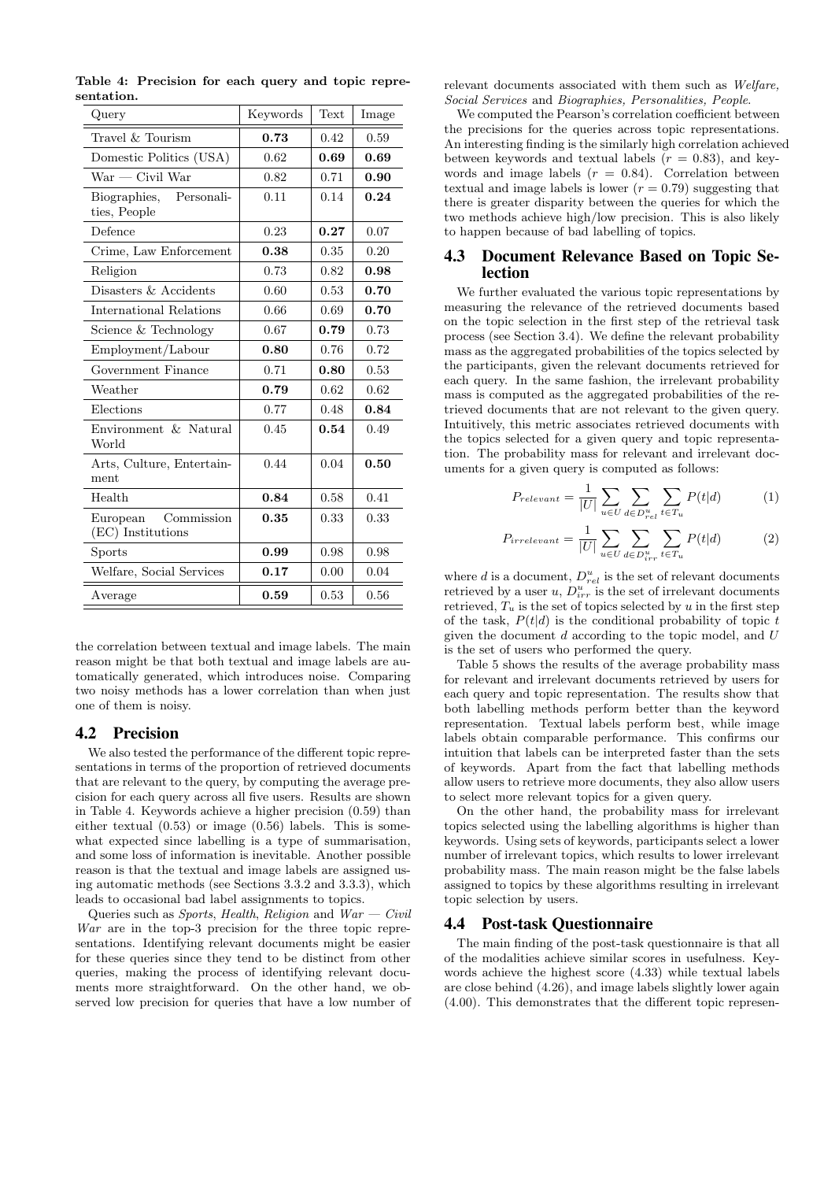**Table 4: Precision for each query and topic representation.**

| Query | Keywords | Text | Image |
|---|---|---|---|
| Travel & Tourism | **0.73** | 0.42 | 0.59 |
| Domestic Politics (USA) | 0.62 | **0.69** | **0.69** |
| War — Civil War | 0.82 | 0.71 | **0.90** |
| Biographies, Personalities, People | 0.11 | 0.14 | **0.24** |
| Defence | 0.23 | **0.27** | 0.07 |
| Crime, Law Enforcement | **0.38** | 0.35 | 0.20 |
| Religion | 0.73 | 0.82 | **0.98** |
| Disasters & Accidents | 0.60 | 0.53 | **0.70** |
| International Relations | 0.66 | 0.69 | **0.70** |
| Science & Technology | 0.67 | **0.79** | 0.73 |
| Employment/Labour | **0.80** | 0.76 | 0.72 |
| Government Finance | 0.71 | **0.80** | 0.53 |
| Weather | **0.79** | 0.62 | 0.62 |
| Elections | 0.77 | 0.48 | **0.84** |
| Environment & Natural World | 0.45 | **0.54** | 0.49 |
| Arts, Culture, Entertainment | 0.44 | 0.04 | **0.50** |
| Health | **0.84** | 0.58 | 0.41 |
| European Commission (EC) Institutions | **0.35** | 0.33 | 0.33 |
| Sports | **0.99** | 0.98 | 0.98 |
| Welfare, Social Services | **0.17** | 0.00 | 0.04 |
| Average | **0.59** | 0.53 | 0.56 |

the correlation between textual and image labels. The main reason might be that both textual and image labels are automatically generated, which introduces noise. Comparing two noisy methods has a lower correlation than when just one of them is noisy.

## 4.2 Precision

We also tested the performance of the different topic representations in terms of the proportion of retrieved documents that are relevant to the query, by computing the average precision for each query across all five users. Results are shown in Table 4. Keywords achieve a higher precision (0.59) than either textual (0.53) or image (0.56) labels. This is somewhat expected since labelling is a type of summarisation, and some loss of information is inevitable. Another possible reason is that the textual and image labels are assigned using automatic methods (see Sections 3.3.2 and 3.3.3), which leads to occasional bad label assignments to topics.

Queries such as *Sports*, *Health*, *Religion* and *War — Civil War* are in the top-3 precision for the three topic representations. Identifying relevant documents might be easier for these queries since they tend to be distinct from other queries, making the process of identifying relevant documents more straightforward. On the other hand, we observed low precision for queries that have a low number of relevant documents associated with them such as *Welfare, Social Services* and *Biographies, Personalities, People*.

We computed the Pearson's correlation coefficient between the precisions for the queries across topic representations. An interesting finding is the similarly high correlation achieved between keywords and textual labels ($r = 0.83$), and keywords and image labels ($r = 0.84$). Correlation between textual and image labels is lower ($r = 0.79$) suggesting that there is greater disparity between the queries for which the two methods achieve high/low precision. This is also likely to happen because of bad labelling of topics.

## 4.3 Document Relevance Based on Topic Selection

We further evaluated the various topic representations by measuring the relevance of the retrieved documents based on the topic selection in the first step of the retrieval task process (see Section 3.4). We define the relevant probability mass as the aggregated probabilities of the topics selected by the participants, given the relevant documents retrieved for each query. In the same fashion, the irrelevant probability mass is computed as the aggregated probabilities of the retrieved documents that are not relevant to the given query. Intuitively, this metric associates retrieved documents with the topics selected for a given query and topic representation. The probability mass for relevant and irrelevant documents for a given query is computed as follows:

$$P_{relevant} = \frac{1}{|U|} \sum_{u \in U} \sum_{d \in D_{rel}^{u}} \sum_{t \in T_u} P(t|d) \qquad (1)$$

$$P_{irrelevant} = \frac{1}{|U|} \sum_{u \in U} \sum_{d \in D_{irr}^{u}} \sum_{t \in T_u} P(t|d) \qquad (2)$$

where $d$ is a document, $D_{rel}^{u}$ is the set of relevant documents retrieved by a user $u$, $D_{irr}^{u}$ is the set of irrelevant documents retrieved, $T_u$ is the set of topics selected by $u$ in the first step of the task, $P(t|d)$ is the conditional probability of topic $t$ given the document $d$ according to the topic model, and $U$ is the set of users who performed the query.

Table 5 shows the results of the average probability mass for relevant and irrelevant documents retrieved by users for each query and topic representation. The results show that both labelling methods perform better than the keyword representation. Textual labels perform best, while image labels obtain comparable performance. This confirms our intuition that labels can be interpreted faster than the sets of keywords. Apart from the fact that labelling methods allow users to retrieve more documents, they also allow users to select more relevant topics for a given query.

On the other hand, the probability mass for irrelevant topics selected using the labelling algorithms is higher than keywords. Using sets of keywords, participants select a lower number of irrelevant topics, which results to lower irrelevant probability mass. The main reason might be the false labels assigned to topics by these algorithms resulting in irrelevant topic selection by users.

## 4.4 Post-task Questionnaire

The main finding of the post-task questionnaire is that all of the modalities achieve similar scores in usefulness. Keywords achieve the highest score (4.33) while textual labels are close behind (4.26), and image labels slightly lower again (4.00). This demonstrates that the different topic represen-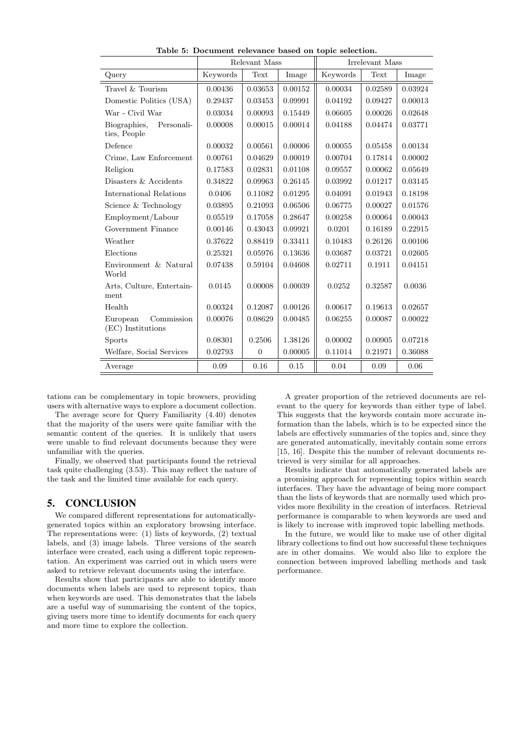Table 5: Document relevance based on topic selection.

| | Relevant Mass | | | Irrelevant Mass | | |
|---|---|---|---|---|---|---|
| Query | Keywords | Text | Image | Keywords | Text | Image |
| Travel & Tourism | 0.00436 | 0.03653 | 0.00152 | 0.00034 | 0.02589 | 0.03924 |
| Domestic Politics (USA) | 0.29437 | 0.03453 | 0.09991 | 0.04192 | 0.09427 | 0.00013 |
| War - Civil War | 0.03034 | 0.00093 | 0.15449 | 0.06605 | 0.00026 | 0.02648 |
| Biographies, Personalities, People | 0.00008 | 0.00015 | 0.00014 | 0.04188 | 0.04474 | 0.03771 |
| Defence | 0.00032 | 0.00561 | 0.00006 | 0.00055 | 0.05458 | 0.00134 |
| Crime, Law Enforcement | 0.00761 | 0.04629 | 0.00019 | 0.00704 | 0.17814 | 0.00002 |
| Religion | 0.17583 | 0.02831 | 0.01108 | 0.09557 | 0.00062 | 0.05649 |
| Disasters & Accidents | 0.34822 | 0.09963 | 0.26145 | 0.03992 | 0.01217 | 0.03145 |
| International Relations | 0.0406 | 0.11082 | 0.01295 | 0.04091 | 0.01943 | 0.18198 |
| Science & Technology | 0.03895 | 0.21093 | 0.06506 | 0.06775 | 0.00027 | 0.01576 |
| Employment/Labour | 0.05519 | 0.17058 | 0.28647 | 0.00258 | 0.00064 | 0.00043 |
| Government Finance | 0.00146 | 0.43043 | 0.09921 | 0.0201 | 0.16189 | 0.22915 |
| Weather | 0.37622 | 0.88419 | 0.33411 | 0.10483 | 0.26126 | 0.00106 |
| Elections | 0.25321 | 0.05976 | 0.13636 | 0.03687 | 0.03721 | 0.02605 |
| Environment & Natural World | 0.07438 | 0.59104 | 0.04608 | 0.02711 | 0.1911 | 0.04151 |
| Arts, Culture, Entertainment | 0.0145 | 0.00008 | 0.00039 | 0.0252 | 0.32587 | 0.0036 |
| Health | 0.00324 | 0.12087 | 0.00126 | 0.00617 | 0.19613 | 0.02657 |
| European Commission (EC) Institutions | 0.00076 | 0.08629 | 0.00485 | 0.06255 | 0.00087 | 0.00022 |
| Sports | 0.08301 | 0.2506 | 1.38126 | 0.00002 | 0.00905 | 0.07218 |
| Welfare, Social Services | 0.02793 | 0 | 0.00005 | 0.11014 | 0.21971 | 0.36088 |
| Average | 0.09 | 0.16 | 0.15 | 0.04 | 0.09 | 0.06 |

tations can be complementary in topic browsers, providing users with alternative ways to explore a document collection.

The average score for Query Familiarity (4.40) denotes that the majority of the users were quite familiar with the semantic content of the queries. It is unlikely that users were unable to find relevant documents because they were unfamiliar with the queries.

Finally, we observed that participants found the retrieval task quite challenging (3.53). This may reflect the nature of the task and the limited time available for each query.

## 5. CONCLUSION

We compared different representations for automatically-generated topics within an exploratory browsing interface. The representations were: (1) lists of keywords, (2) textual labels, and (3) image labels. Three versions of the search interface were created, each using a different topic representation. An experiment was carried out in which users were asked to retrieve relevant documents using the interface.

Results show that participants are able to identify more documents when labels are used to represent topics, than when keywords are used. This demonstrates that the labels are a useful way of summarising the content of the topics, giving users more time to identify documents for each query and more time to explore the collection.

A greater proportion of the retrieved documents are relevant to the query for keywords than either type of label. This suggests that the keywords contain more accurate information than the labels, which is to be expected since the labels are effectively summaries of the topics and, since they are generated automatically, inevitably contain some errors [15, 16]. Despite this the number of relevant documents retrieved is very similar for all approaches.

Results indicate that automatically generated labels are a promising approach for representing topics within search interfaces. They have the advantage of being more compact than the lists of keywords that are normally used which provides more flexibility in the creation of interfaces. Retrieval performance is comparable to when keywords are used and is likely to increase with improved topic labelling methods.

In the future, we would like to make use of other digital library collections to find out how successful these techniques are in other domains. We would also like to explore the connection between improved labelling methods and task performance.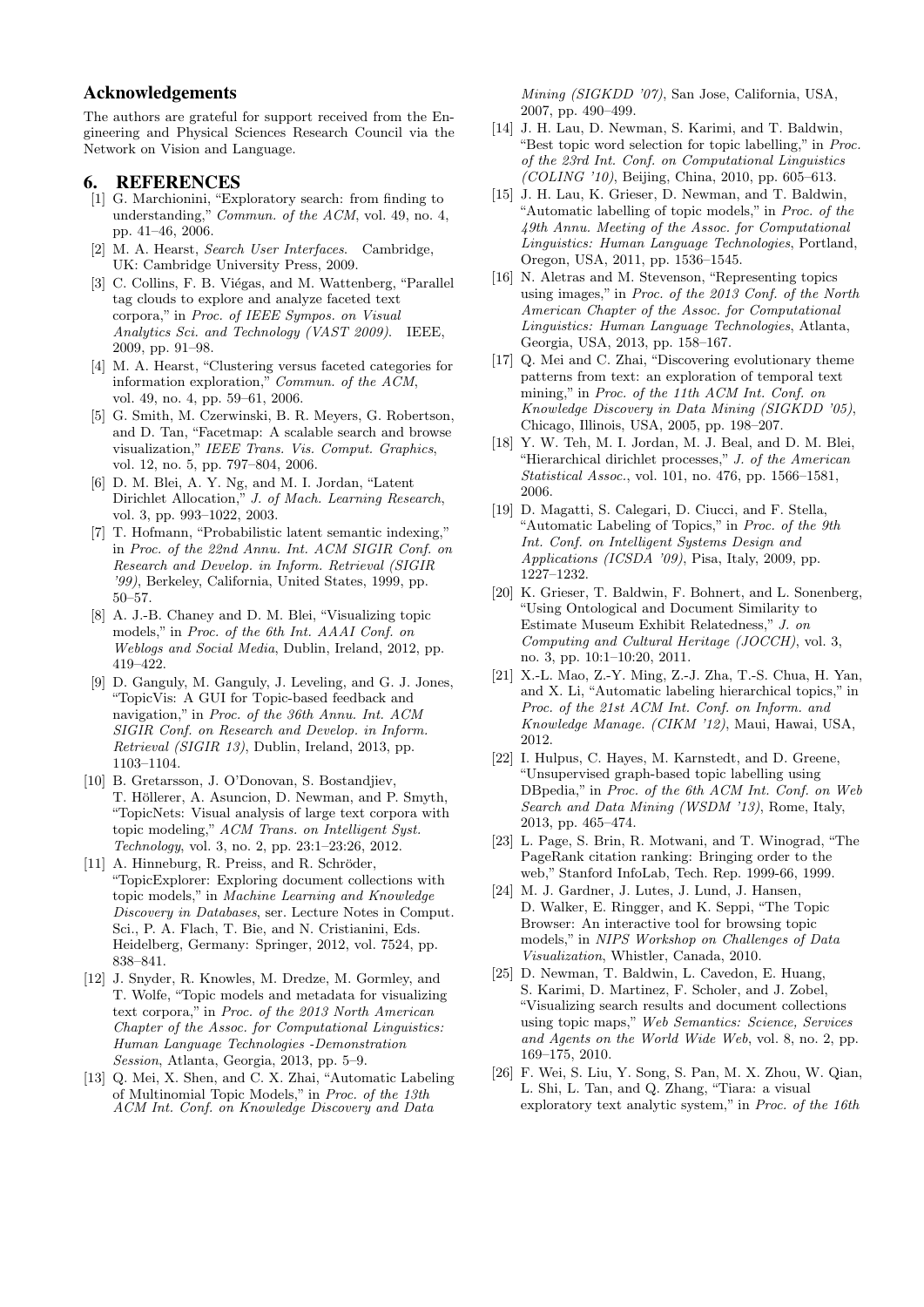## Acknowledgements

The authors are grateful for support received from the Engineering and Physical Sciences Research Council via the Network on Vision and Language.

# 6. REFERENCES

[1] G. Marchionini, "Exploratory search: from finding to understanding," *Commun. of the ACM*, vol. 49, no. 4, pp. 41–46, 2006.

[2] M. A. Hearst, *Search User Interfaces*. Cambridge, UK: Cambridge University Press, 2009.

[3] C. Collins, F. B. Viégas, and M. Wattenberg, "Parallel tag clouds to explore and analyze faceted text corpora," in *Proc. of IEEE Sympos. on Visual Analytics Sci. and Technology (VAST 2009)*. IEEE, 2009, pp. 91–98.

[4] M. A. Hearst, "Clustering versus faceted categories for information exploration," *Commun. of the ACM*, vol. 49, no. 4, pp. 59–61, 2006.

[5] G. Smith, M. Czerwinski, B. R. Meyers, G. Robertson, and D. Tan, "Facetmap: A scalable search and browse visualization," *IEEE Trans. Vis. Comput. Graphics*, vol. 12, no. 5, pp. 797–804, 2006.

[6] D. M. Blei, A. Y. Ng, and M. I. Jordan, "Latent Dirichlet Allocation," *J. of Mach. Learning Research*, vol. 3, pp. 993–1022, 2003.

[7] T. Hofmann, "Probabilistic latent semantic indexing," in *Proc. of the 22nd Annu. Int. ACM SIGIR Conf. on Research and Develop. in Inform. Retrieval (SIGIR '99)*, Berkeley, California, United States, 1999, pp. 50–57.

[8] A. J.-B. Chaney and D. M. Blei, "Visualizing topic models," in *Proc. of the 6th Int. AAAI Conf. on Weblogs and Social Media*, Dublin, Ireland, 2012, pp. 419–422.

[9] D. Ganguly, M. Ganguly, J. Leveling, and G. J. Jones, "TopicVis: A GUI for Topic-based feedback and navigation," in *Proc. of the 36th Annu. Int. ACM SIGIR Conf. on Research and Develop. in Inform. Retrieval (SIGIR 13)*, Dublin, Ireland, 2013, pp. 1103–1104.

[10] B. Gretarsson, J. O'Donovan, S. Bostandjiev, T. Höllerer, A. Asuncion, D. Newman, and P. Smyth, "TopicNets: Visual analysis of large text corpora with topic modeling," *ACM Trans. on Intelligent Syst. Technology*, vol. 3, no. 2, pp. 23:1–23:26, 2012.

[11] A. Hinneburg, R. Preiss, and R. Schröder, "TopicExplorer: Exploring document collections with topic models," in *Machine Learning and Knowledge Discovery in Databases*, ser. Lecture Notes in Comput. Sci., P. A. Flach, T. Bie, and N. Cristianini, Eds. Heidelberg, Germany: Springer, 2012, vol. 7524, pp. 838–841.

[12] J. Snyder, R. Knowles, M. Dredze, M. Gormley, and T. Wolfe, "Topic models and metadata for visualizing text corpora," in *Proc. of the 2013 North American Chapter of the Assoc. for Computational Linguistics: Human Language Technologies -Demonstration Session*, Atlanta, Georgia, 2013, pp. 5–9.

[13] Q. Mei, X. Shen, and C. X. Zhai, "Automatic Labeling of Multinomial Topic Models," in *Proc. of the 13th ACM Int. Conf. on Knowledge Discovery and Data Mining (SIGKDD '07)*, San Jose, California, USA, 2007, pp. 490–499.

[14] J. H. Lau, D. Newman, S. Karimi, and T. Baldwin, "Best topic word selection for topic labelling," in *Proc. of the 23rd Int. Conf. on Computational Linguistics (COLING '10)*, Beijing, China, 2010, pp. 605–613.

[15] J. H. Lau, K. Grieser, D. Newman, and T. Baldwin, "Automatic labelling of topic models," in *Proc. of the 49th Annu. Meeting of the Assoc. for Computational Linguistics: Human Language Technologies*, Portland, Oregon, USA, 2011, pp. 1536–1545.

[16] N. Aletras and M. Stevenson, "Representing topics using images," in *Proc. of the 2013 Conf. of the North American Chapter of the Assoc. for Computational Linguistics: Human Language Technologies*, Atlanta, Georgia, USA, 2013, pp. 158–167.

[17] Q. Mei and C. Zhai, "Discovering evolutionary theme patterns from text: an exploration of temporal text mining," in *Proc. of the 11th ACM Int. Conf. on Knowledge Discovery in Data Mining (SIGKDD '05)*, Chicago, Illinois, USA, 2005, pp. 198–207.

[18] Y. W. Teh, M. I. Jordan, M. J. Beal, and D. M. Blei, "Hierarchical dirichlet processes," *J. of the American Statistical Assoc.*, vol. 101, no. 476, pp. 1566–1581, 2006.

[19] D. Magatti, S. Calegari, D. Ciucci, and F. Stella, "Automatic Labeling of Topics," in *Proc. of the 9th Int. Conf. on Intelligent Systems Design and Applications (ICSDA '09)*, Pisa, Italy, 2009, pp. 1227–1232.

[20] K. Grieser, T. Baldwin, F. Bohnert, and L. Sonenberg, "Using Ontological and Document Similarity to Estimate Museum Exhibit Relatedness," *J. on Computing and Cultural Heritage (JOCCH)*, vol. 3, no. 3, pp. 10:1–10:20, 2011.

[21] X.-L. Mao, Z.-Y. Ming, Z.-J. Zha, T.-S. Chua, H. Yan, and X. Li, "Automatic labeling hierarchical topics," in *Proc. of the 21st ACM Int. Conf. on Inform. and Knowledge Manage. (CIKM '12)*, Maui, Hawai, USA, 2012.

[22] I. Hulpus, C. Hayes, M. Karnstedt, and D. Greene, "Unsupervised graph-based topic labelling using DBpedia," in *Proc. of the 6th ACM Int. Conf. on Web Search and Data Mining (WSDM '13)*, Rome, Italy, 2013, pp. 465–474.

[23] L. Page, S. Brin, R. Motwani, and T. Winograd, "The PageRank citation ranking: Bringing order to the web," Stanford InfoLab, Tech. Rep. 1999-66, 1999.

[24] M. J. Gardner, J. Lutes, J. Lund, J. Hansen, D. Walker, E. Ringger, and K. Seppi, "The Topic Browser: An interactive tool for browsing topic models," in *NIPS Workshop on Challenges of Data Visualization*, Whistler, Canada, 2010.

[25] D. Newman, T. Baldwin, L. Cavedon, E. Huang, S. Karimi, D. Martinez, F. Scholer, and J. Zobel, "Visualizing search results and document collections using topic maps," *Web Semantics: Science, Services and Agents on the World Wide Web*, vol. 8, no. 2, pp. 169–175, 2010.

[26] F. Wei, S. Liu, Y. Song, S. Pan, M. X. Zhou, W. Qian, L. Shi, L. Tan, and Q. Zhang, "Tiara: a visual exploratory text analytic system," in *Proc. of the 16th*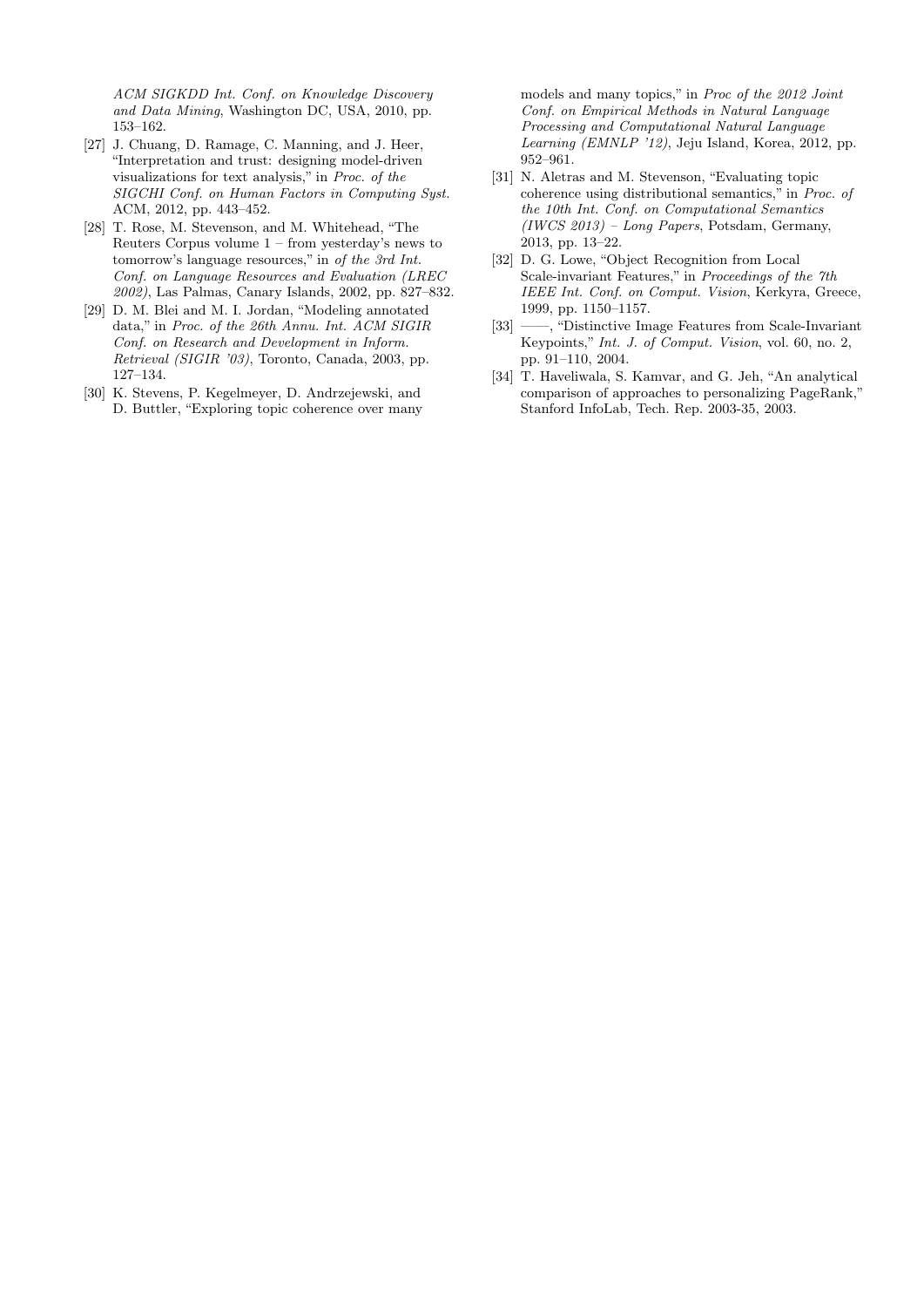*ACM SIGKDD Int. Conf. on Knowledge Discovery and Data Mining*, Washington DC, USA, 2010, pp. 153–162.

[27] J. Chuang, D. Ramage, C. Manning, and J. Heer, "Interpretation and trust: designing model-driven visualizations for text analysis," in *Proc. of the SIGCHI Conf. on Human Factors in Computing Syst.* ACM, 2012, pp. 443–452.

[28] T. Rose, M. Stevenson, and M. Whitehead, "The Reuters Corpus volume 1 – from yesterday's news to tomorrow's language resources," in *of the 3rd Int. Conf. on Language Resources and Evaluation (LREC 2002)*, Las Palmas, Canary Islands, 2002, pp. 827–832.

[29] D. M. Blei and M. I. Jordan, "Modeling annotated data," in *Proc. of the 26th Annu. Int. ACM SIGIR Conf. on Research and Development in Inform. Retrieval (SIGIR '03)*, Toronto, Canada, 2003, pp. 127–134.

[30] K. Stevens, P. Kegelmeyer, D. Andrzejewski, and D. Buttler, "Exploring topic coherence over many models and many topics," in *Proc of the 2012 Joint Conf. on Empirical Methods in Natural Language Processing and Computational Natural Language Learning (EMNLP '12)*, Jeju Island, Korea, 2012, pp. 952–961.

[31] N. Aletras and M. Stevenson, "Evaluating topic coherence using distributional semantics," in *Proc. of the 10th Int. Conf. on Computational Semantics (IWCS 2013) – Long Papers*, Potsdam, Germany, 2013, pp. 13–22.

[32] D. G. Lowe, "Object Recognition from Local Scale-invariant Features," in *Proceedings of the 7th IEEE Int. Conf. on Comput. Vision*, Kerkyra, Greece, 1999, pp. 1150–1157.

[33] ——, "Distinctive Image Features from Scale-Invariant Keypoints," *Int. J. of Comput. Vision*, vol. 60, no. 2, pp. 91–110, 2004.

[34] T. Haveliwala, S. Kamvar, and G. Jeh, "An analytical comparison of approaches to personalizing PageRank," Stanford InfoLab, Tech. Rep. 2003-35, 2003.